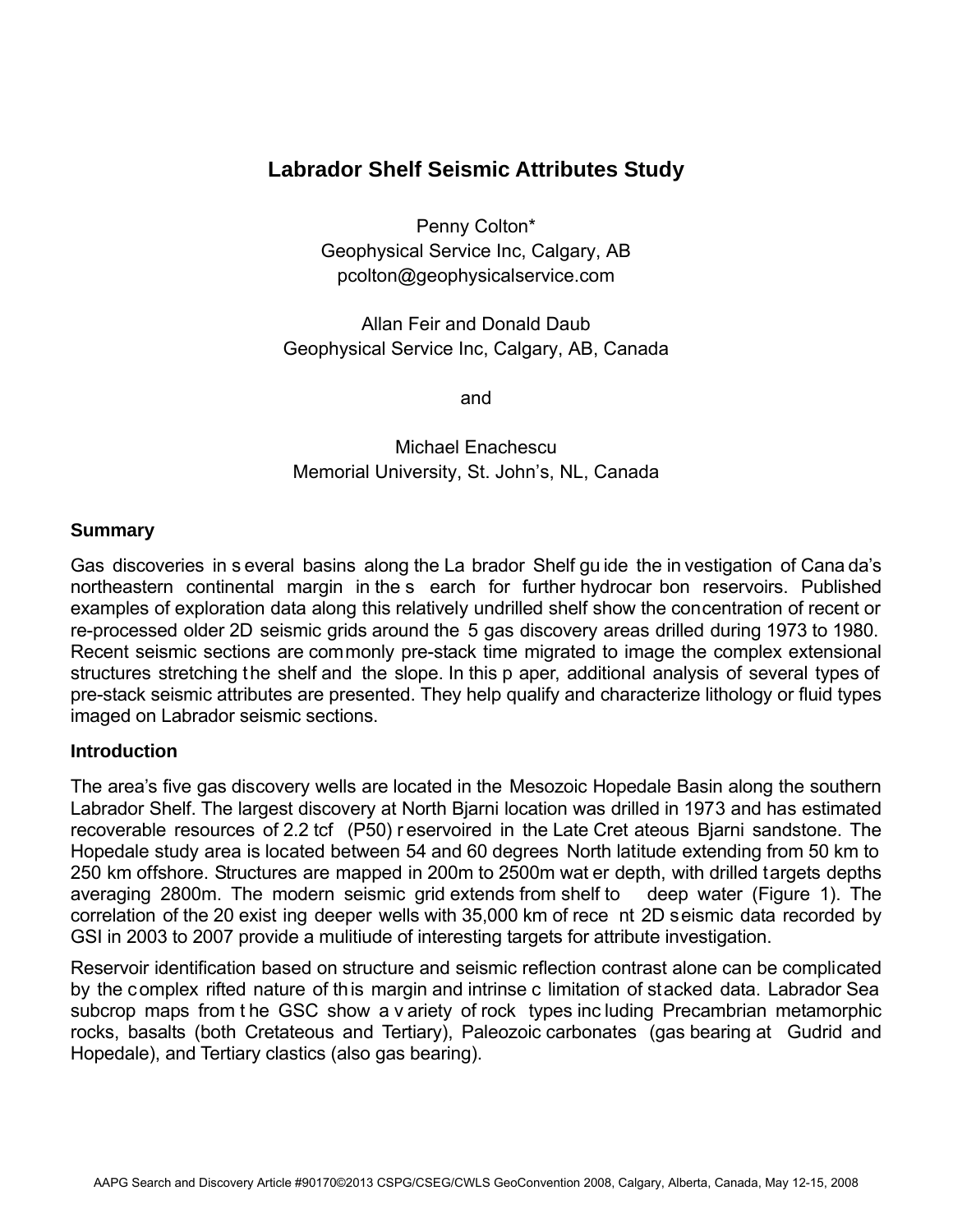# Labrador Shelf Seismic Attributes Study

Penny Colton*
Geophysical Service Inc, Calgary, AB
pcolton@geophysicalservice.com

Allan Feir and Donald Daub
Geophysical Service Inc, Calgary, AB, Canada

and

Michael Enachescu
Memorial University, St. John's, NL, Canada

## Summary

Gas discoveries in several basins along the Labrador Shelf guide the investigation of Canada's northeastern continental margin in the search for further hydrocarbon reservoirs. Published examples of exploration data along this relatively undrilled shelf show the concentration of recent or re-processed older 2D seismic grids around the 5 gas discovery areas drilled during 1973 to 1980. Recent seismic sections are commonly pre-stack time migrated to image the complex extensional structures stretching the shelf and the slope. In this paper, additional analysis of several types of pre-stack seismic attributes are presented. They help qualify and characterize lithology or fluid types imaged on Labrador seismic sections.

## Introduction

The area's five gas discovery wells are located in the Mesozoic Hopedale Basin along the southern Labrador Shelf. The largest discovery at North Bjarni location was drilled in 1973 and has estimated recoverable resources of 2.2 tcf (P50) reservoired in the Late Cretateous Bjarni sandstone. The Hopedale study area is located between 54 and 60 degrees North latitude extending from 50 km to 250 km offshore. Structures are mapped in 200m to 2500m water depth, with drilled targets depths averaging 2800m. The modern seismic grid extends from shelf to deep water (Figure 1). The correlation of the 20 existing deeper wells with 35,000 km of recent 2D seismic data recorded by GSI in 2003 to 2007 provide a mulitiude of interesting targets for attribute investigation.

Reservoir identification based on structure and seismic reflection contrast alone can be complicated by the complex rifted nature of this margin and intrinsec limitation of stacked data. Labrador Sea subcrop maps from the GSC show a variety of rock types including Precambrian metamorphic rocks, basalts (both Cretateous and Tertiary), Paleozoic carbonates (gas bearing at Gudrid and Hopedale), and Tertiary clastics (also gas bearing).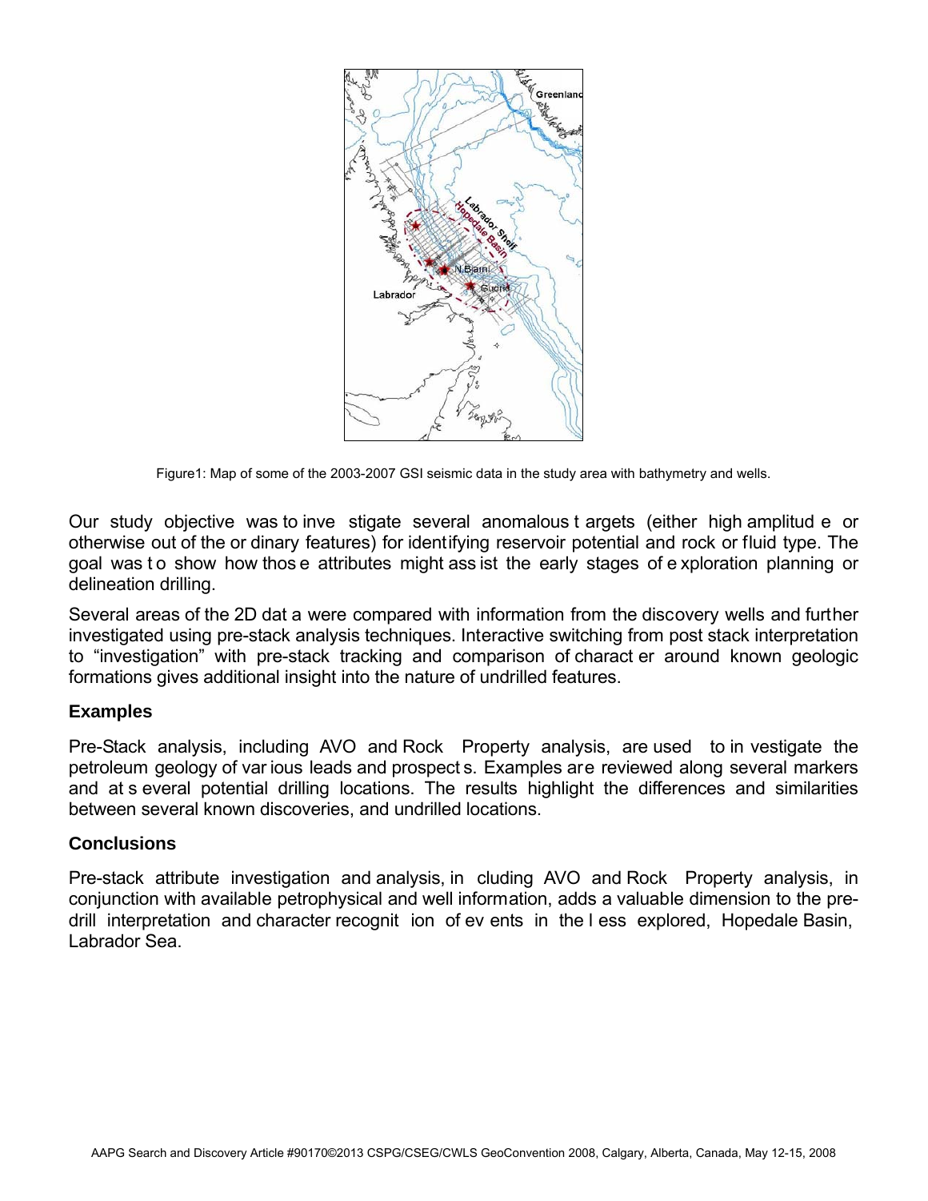Figure1: Map of some of the 2003-2007 GSI seismic data in the study area with bathymetry and wells.

Our study objective was to investigate several anomalous targets (either high amplitude or otherwise out of the ordinary features) for identifying reservoir potential and rock or fluid type. The goal was to show how those attributes might assist the early stages of exploration planning or delineation drilling.

Several areas of the 2D data were compared with information from the discovery wells and further investigated using pre-stack analysis techniques. Interactive switching from post stack interpretation to "investigation" with pre-stack tracking and comparison of character around known geologic formations gives additional insight into the nature of undrilled features.

### Examples

Pre-Stack analysis, including AVO and Rock Property analysis, are used to investigate the petroleum geology of various leads and prospects. Examples are reviewed along several markers and at several potential drilling locations. The results highlight the differences and similarities between several known discoveries, and undrilled locations.

### Conclusions

Pre-stack attribute investigation and analysis, including AVO and Rock Property analysis, in conjunction with available petrophysical and well information, adds a valuable dimension to the pre-drill interpretation and character recognition of events in the less explored, Hopedale Basin, Labrador Sea.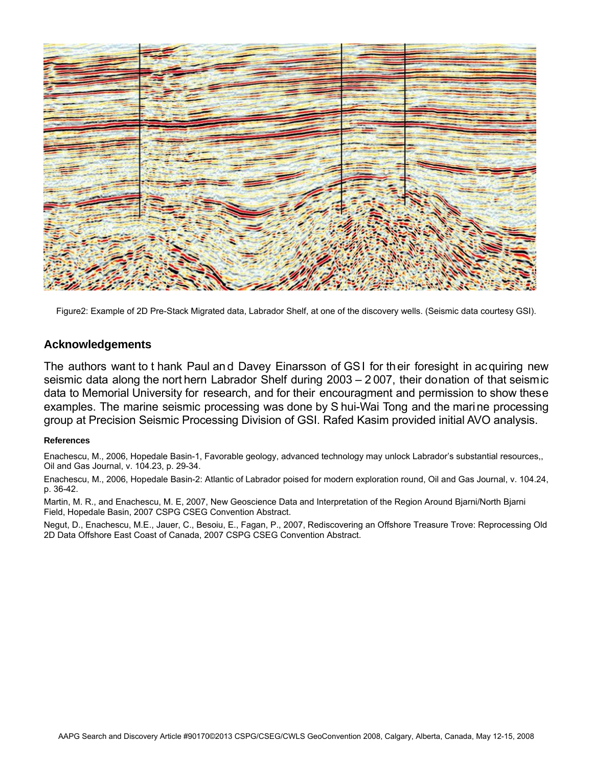Figure2: Example of 2D Pre-Stack Migrated data, Labrador Shelf, at one of the discovery wells. (Seismic data courtesy GSI).

## Acknowledgements

The authors want to thank Paul and Davey Einarsson of GSI for their foresight in acquiring new seismic data along the northern Labrador Shelf during 2003 – 2007, their donation of that seismic data to Memorial University for research, and for their encouragment and permission to show these examples. The marine seismic processing was done by Shui-Wai Tong and the marine processing group at Precision Seismic Processing Division of GSI. Rafed Kasim provided initial AVO analysis.

#### References

Enachescu, M., 2006, Hopedale Basin-1, Favorable geology, advanced technology may unlock Labrador's substantial resources,, Oil and Gas Journal, v. 104.23, p. 29-34.

Enachescu, M., 2006, Hopedale Basin-2: Atlantic of Labrador poised for modern exploration round, Oil and Gas Journal, v. 104.24, p. 36-42.

Martin, M. R., and Enachescu, M. E, 2007, New Geoscience Data and Interpretation of the Region Around Bjarni/North Bjarni Field, Hopedale Basin, 2007 CSPG CSEG Convention Abstract.

Negut, D., Enachescu, M.E., Jauer, C., Besoiu, E., Fagan, P., 2007, Rediscovering an Offshore Treasure Trove: Reprocessing Old 2D Data Offshore East Coast of Canada, 2007 CSPG CSEG Convention Abstract.